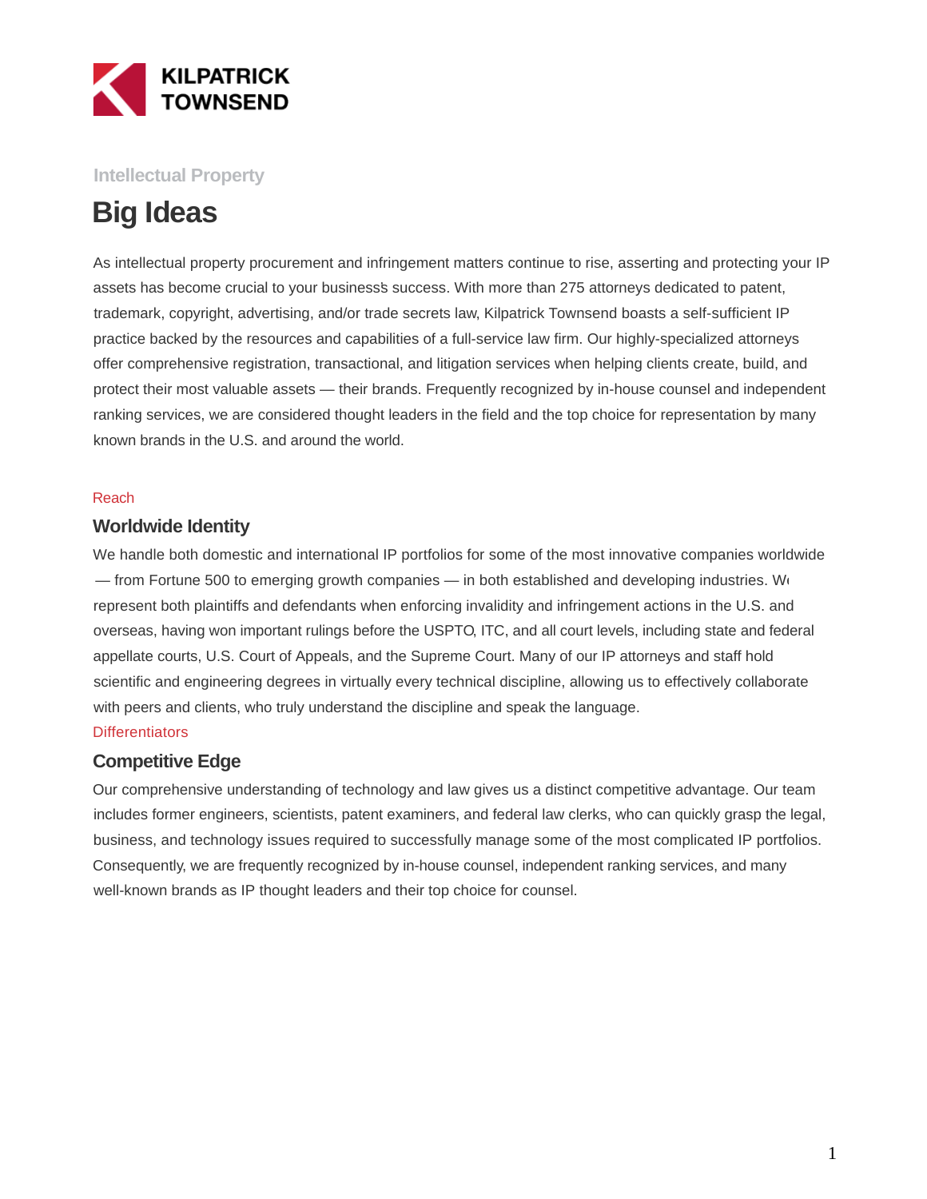**KILPATRICK TOWNSEND**

Intellectual Property

# Big Ideas

As intellectual property procurement and infringement matters continue to rise, asserting and protecting your IP assets has become crucial to your business's success. With more than 275 attorneys dedicated to patent, trademark, copyright, advertising, and/or trade secrets law, Kilpatrick Townsend boasts a self-sufficient IP practice backed by the resources and capabilities of a full-service law firm. Our highly-specialized attorneys offer comprehensive registration, transactional, and litigation services when helping clients create, build, and protect their most valuable assets — their brands. Frequently recognized by in-house counsel and independent ranking services, we are considered thought leaders in the field and the top choice for representation by many known brands in the U.S. and around the world.

Reach

## Worldwide Identity

We handle both domestic and international IP portfolios for some of the most innovative companies worldwide — from Fortune 500 to emerging growth companies — in both established and developing industries. We represent both plaintiffs and defendants when enforcing invalidity and infringement actions in the U.S. and overseas, having won important rulings before the USPTO, ITC, and all court levels, including state and federal appellate courts, U.S. Court of Appeals, and the Supreme Court. Many of our IP attorneys and staff hold scientific and engineering degrees in virtually every technical discipline, allowing us to effectively collaborate with peers and clients, who truly understand the discipline and speak the language.

Differentiators

## Competitive Edge

Our comprehensive understanding of technology and law gives us a distinct competitive advantage. Our team includes former engineers, scientists, patent examiners, and federal law clerks, who can quickly grasp the legal, business, and technology issues required to successfully manage some of the most complicated IP portfolios. Consequently, we are frequently recognized by in-house counsel, independent ranking services, and many well-known brands as IP thought leaders and their top choice for counsel.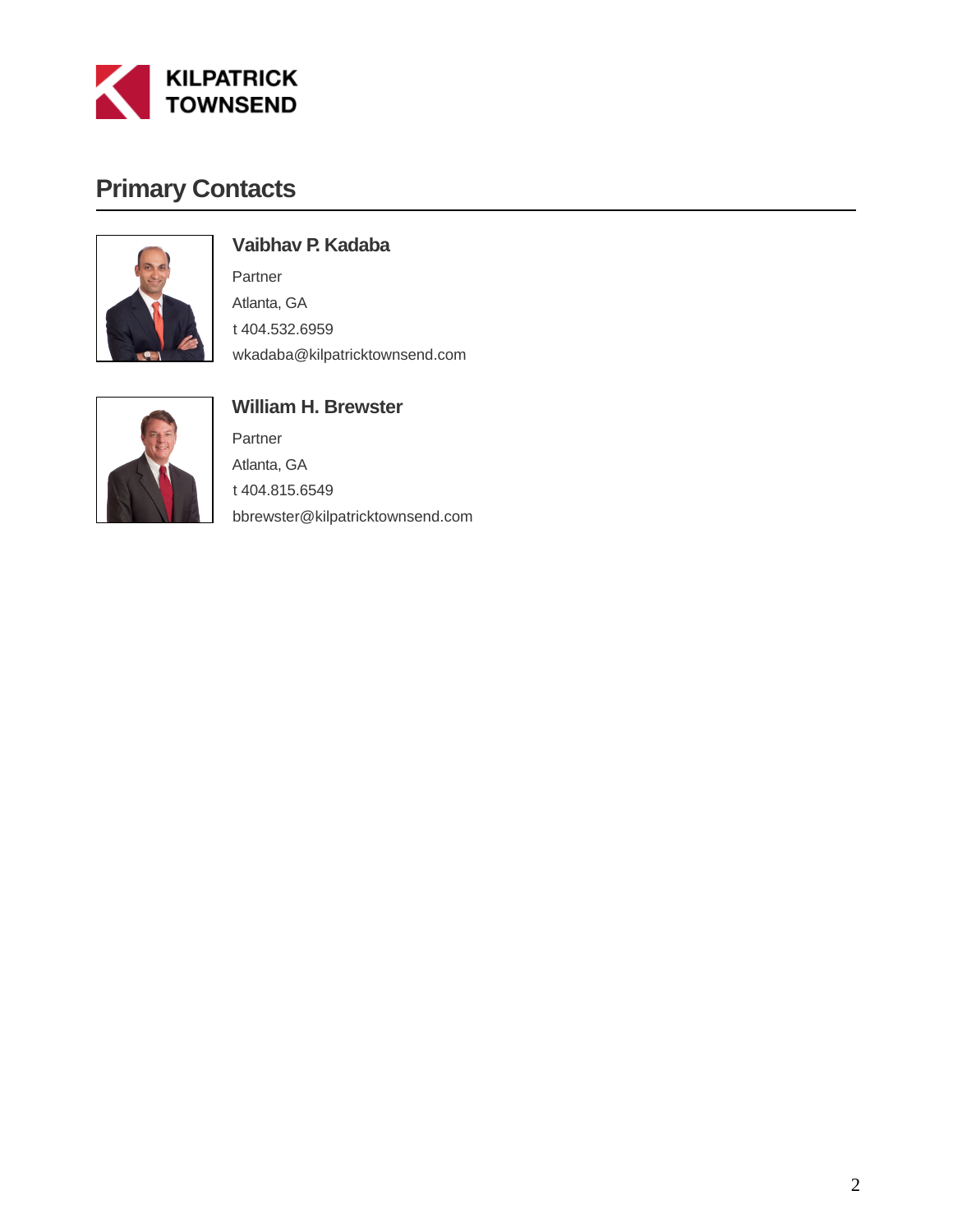## Primary Contacts

### Vaibhav P. Kadaba

Partner

Atlanta, GA

t 404.532.6959

wkadaba@kilpatricktownsend.com

### William H. Brewster

Partner

Atlanta, GA

t 404.815.6549

bbrewster@kilpatricktownsend.com